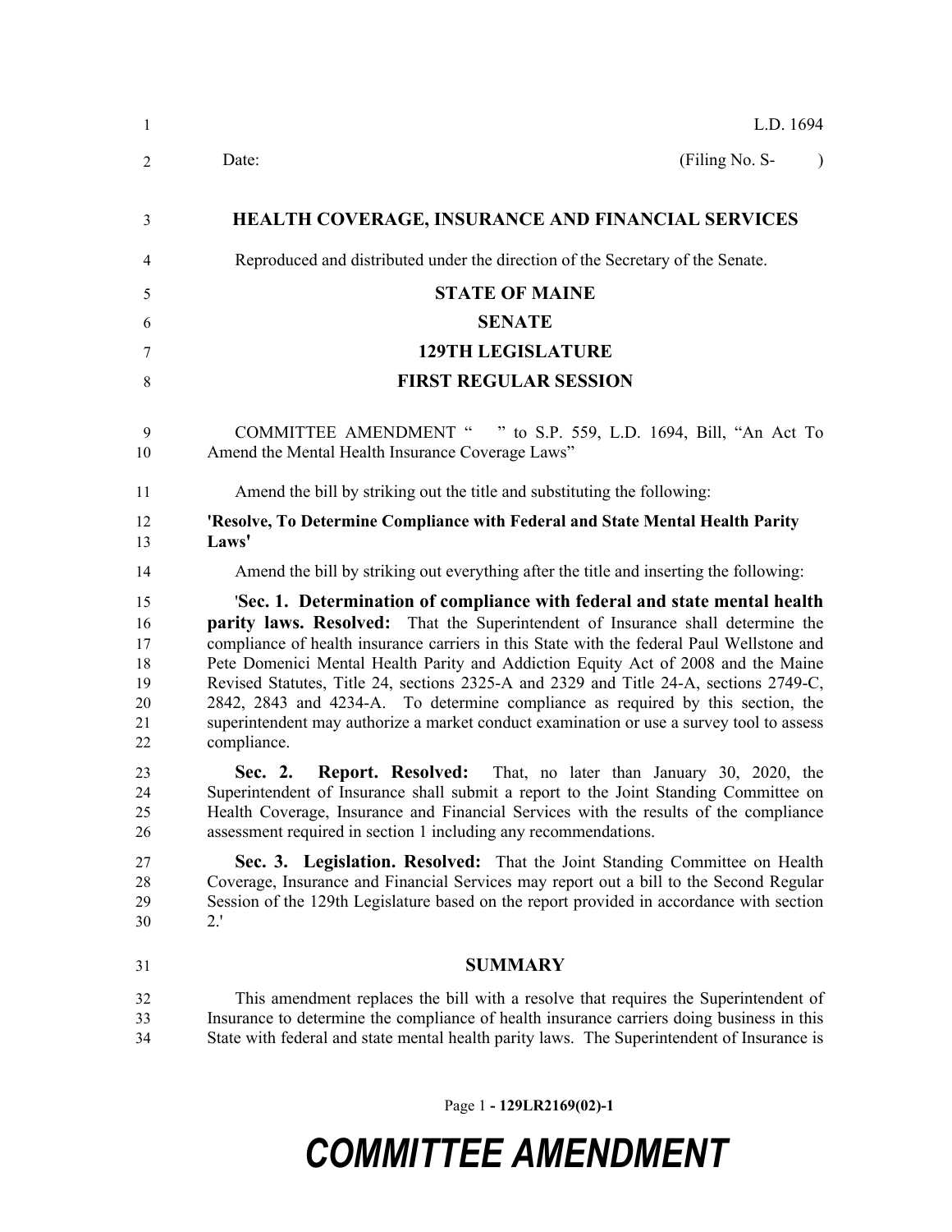L.D. 1694

Date: (Filing No. S- )

**HEALTH COVERAGE, INSURANCE AND FINANCIAL SERVICES**

Reproduced and distributed under the direction of the Secretary of the Senate.

**STATE OF MAINE**

**SENATE**

**129TH LEGISLATURE**

**FIRST REGULAR SESSION**

COMMITTEE AMENDMENT " " to S.P. 559, L.D. 1694, Bill, "An Act To Amend the Mental Health Insurance Coverage Laws"

Amend the bill by striking out the title and substituting the following:

**'Resolve, To Determine Compliance with Federal and State Mental Health Parity Laws'**

Amend the bill by striking out everything after the title and inserting the following:

'**Sec. 1. Determination of compliance with federal and state mental health parity laws. Resolved:** That the Superintendent of Insurance shall determine the compliance of health insurance carriers in this State with the federal Paul Wellstone and Pete Domenici Mental Health Parity and Addiction Equity Act of 2008 and the Maine Revised Statutes, Title 24, sections 2325-A and 2329 and Title 24-A, sections 2749-C, 2842, 2843 and 4234-A. To determine compliance as required by this section, the superintendent may authorize a market conduct examination or use a survey tool to assess compliance.

**Sec. 2. Report. Resolved:** That, no later than January 30, 2020, the Superintendent of Insurance shall submit a report to the Joint Standing Committee on Health Coverage, Insurance and Financial Services with the results of the compliance assessment required in section 1 including any recommendations.

**Sec. 3. Legislation. Resolved:** That the Joint Standing Committee on Health Coverage, Insurance and Financial Services may report out a bill to the Second Regular Session of the 129th Legislature based on the report provided in accordance with section 2.'

**SUMMARY**

This amendment replaces the bill with a resolve that requires the Superintendent of Insurance to determine the compliance of health insurance carriers doing business in this State with federal and state mental health parity laws. The Superintendent of Insurance is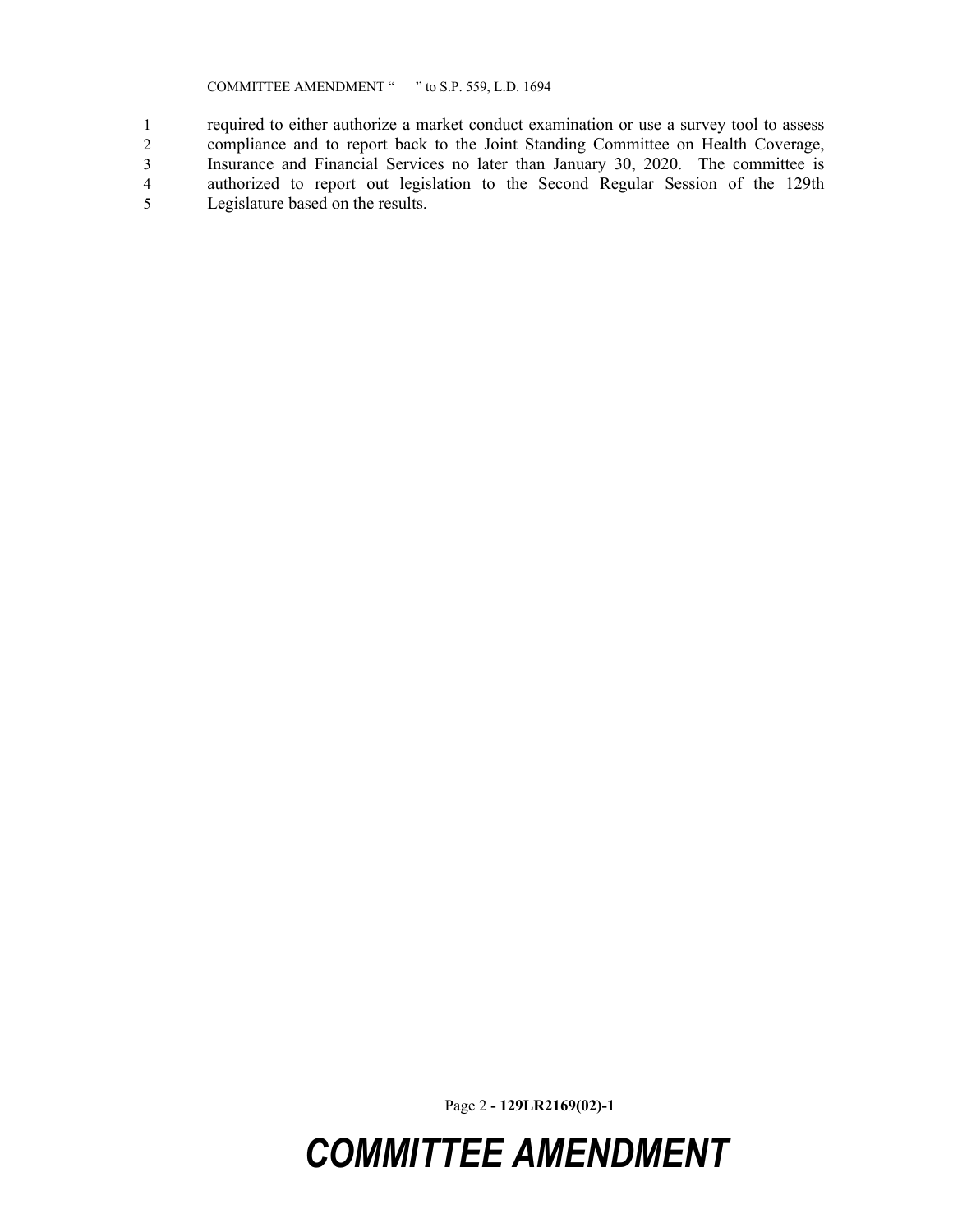required to either authorize a market conduct examination or use a survey tool to assess compliance and to report back to the Joint Standing Committee on Health Coverage, Insurance and Financial Services no later than January 30, 2020. The committee is authorized to report out legislation to the Second Regular Session of the 129th Legislature based on the results.